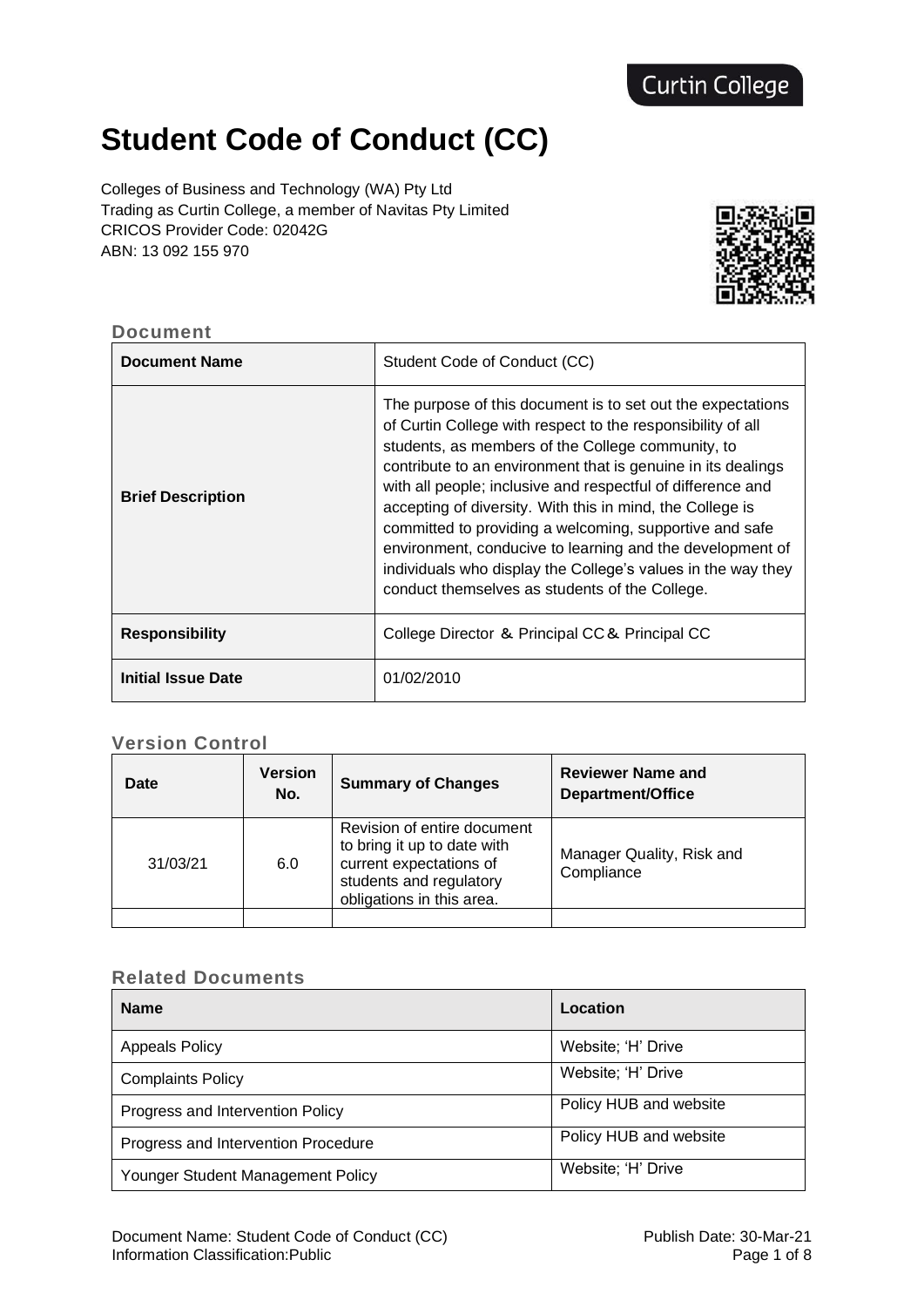Curtin College

# Student Code of Conduct (CC)

Colleges of Business and Technology (WA) Pty Ltd
Trading as Curtin College, a member of Navitas Pty Limited
CRICOS Provider Code: 02042G
ABN: 13 092 155 970

## Document

| Document Name | Student Code of Conduct (CC) |
|---|---|
| Brief Description | The purpose of this document is to set out the expectations of Curtin College with respect to the responsibility of all students, as members of the College community, to contribute to an environment that is genuine in its dealings with all people; inclusive and respectful of difference and accepting of diversity. With this in mind, the College is committed to providing a welcoming, supportive and safe environment, conducive to learning and the development of individuals who display the College's values in the way they conduct themselves as students of the College. |
| Responsibility | College Director & Principal CC & Principal CC |
| Initial Issue Date | 01/02/2010 |

## Version Control

| Date | Version No. | Summary of Changes | Reviewer Name and Department/Office |
|---|---|---|---|
| 31/03/21 | 6.0 | Revision of entire document to bring it up to date with current expectations of students and regulatory obligations in this area. | Manager Quality, Risk and Compliance |
| | | | |

## Related Documents

| Name | Location |
|---|---|
| Appeals Policy | Website; 'H' Drive |
| Complaints Policy | Website; 'H' Drive |
| Progress and Intervention Policy | Policy HUB and website |
| Progress and Intervention Procedure | Policy HUB and website |
| Younger Student Management Policy | Website; 'H' Drive |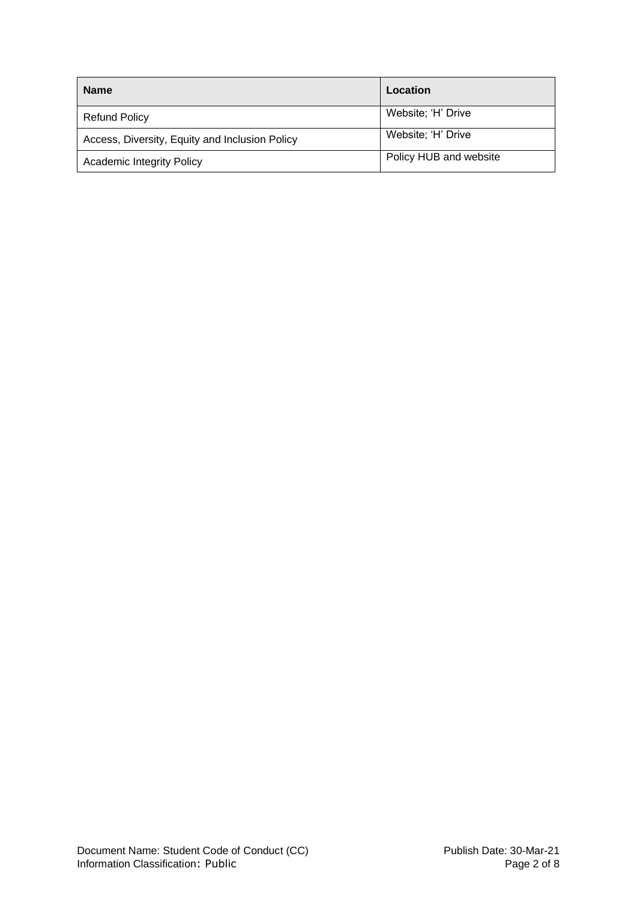| Name | Location |
|---|---|
| Refund Policy | Website; 'H' Drive |
| Access, Diversity, Equity and Inclusion Policy | Website; 'H' Drive |
| Academic Integrity Policy | Policy HUB and website |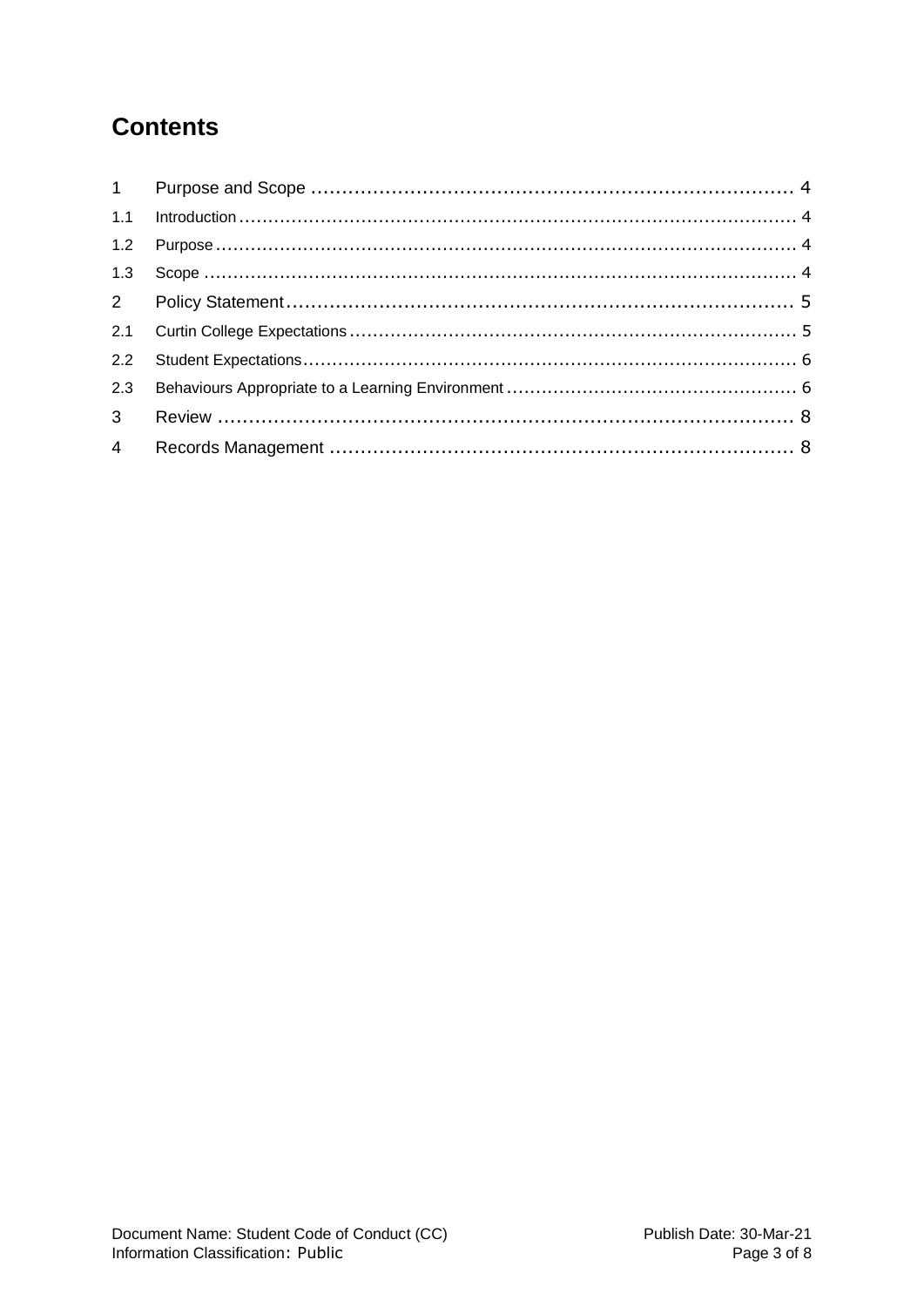# Contents

1 Purpose and Scope ........................................................................ 4

1.1 Introduction ........................................................................ 4

1.2 Purpose ........................................................................ 4

1.3 Scope ........................................................................ 4

2 Policy Statement ........................................................................ 5

2.1 Curtin College Expectations ........................................................................ 5

2.2 Student Expectations ........................................................................ 6

2.3 Behaviours Appropriate to a Learning Environment ........................................................................ 6

3 Review ........................................................................ 8

4 Records Management ........................................................................ 8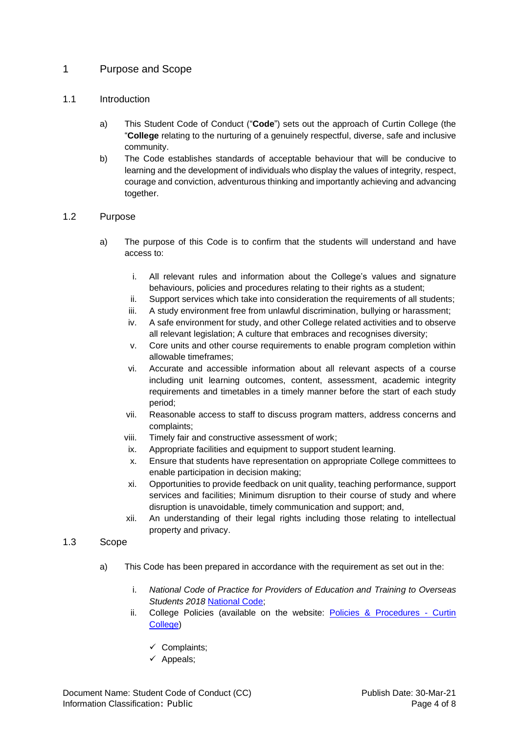# 1 Purpose and Scope

## 1.1 Introduction

a) This Student Code of Conduct ("**Code**") sets out the approach of Curtin College (the "**College** relating to the nurturing of a genuinely respectful, diverse, safe and inclusive community.

b) The Code establishes standards of acceptable behaviour that will be conducive to learning and the development of individuals who display the values of integrity, respect, courage and conviction, adventurous thinking and importantly achieving and advancing together.

## 1.2 Purpose

a) The purpose of this Code is to confirm that the students will understand and have access to:

i. All relevant rules and information about the College's values and signature behaviours, policies and procedures relating to their rights as a student;

ii. Support services which take into consideration the requirements of all students;

iii. A study environment free from unlawful discrimination, bullying or harassment;

iv. A safe environment for study, and other College related activities and to observe all relevant legislation; A culture that embraces and recognises diversity;

v. Core units and other course requirements to enable program completion within allowable timeframes;

vi. Accurate and accessible information about all relevant aspects of a course including unit learning outcomes, content, assessment, academic integrity requirements and timetables in a timely manner before the start of each study period;

vii. Reasonable access to staff to discuss program matters, address concerns and complaints;

viii. Timely fair and constructive assessment of work;

ix. Appropriate facilities and equipment to support student learning.

x. Ensure that students have representation on appropriate College committees to enable participation in decision making;

xi. Opportunities to provide feedback on unit quality, teaching performance, support services and facilities; Minimum disruption to their course of study and where disruption is unavoidable, timely communication and support; and,

xii. An understanding of their legal rights including those relating to intellectual property and privacy.

## 1.3 Scope

a) This Code has been prepared in accordance with the requirement as set out in the:

i. *National Code of Practice for Providers of Education and Training to Overseas Students 2018* National Code;

ii. College Policies (available on the website: Policies & Procedures - Curtin College)

- ✓ Complaints;
- ✓ Appeals;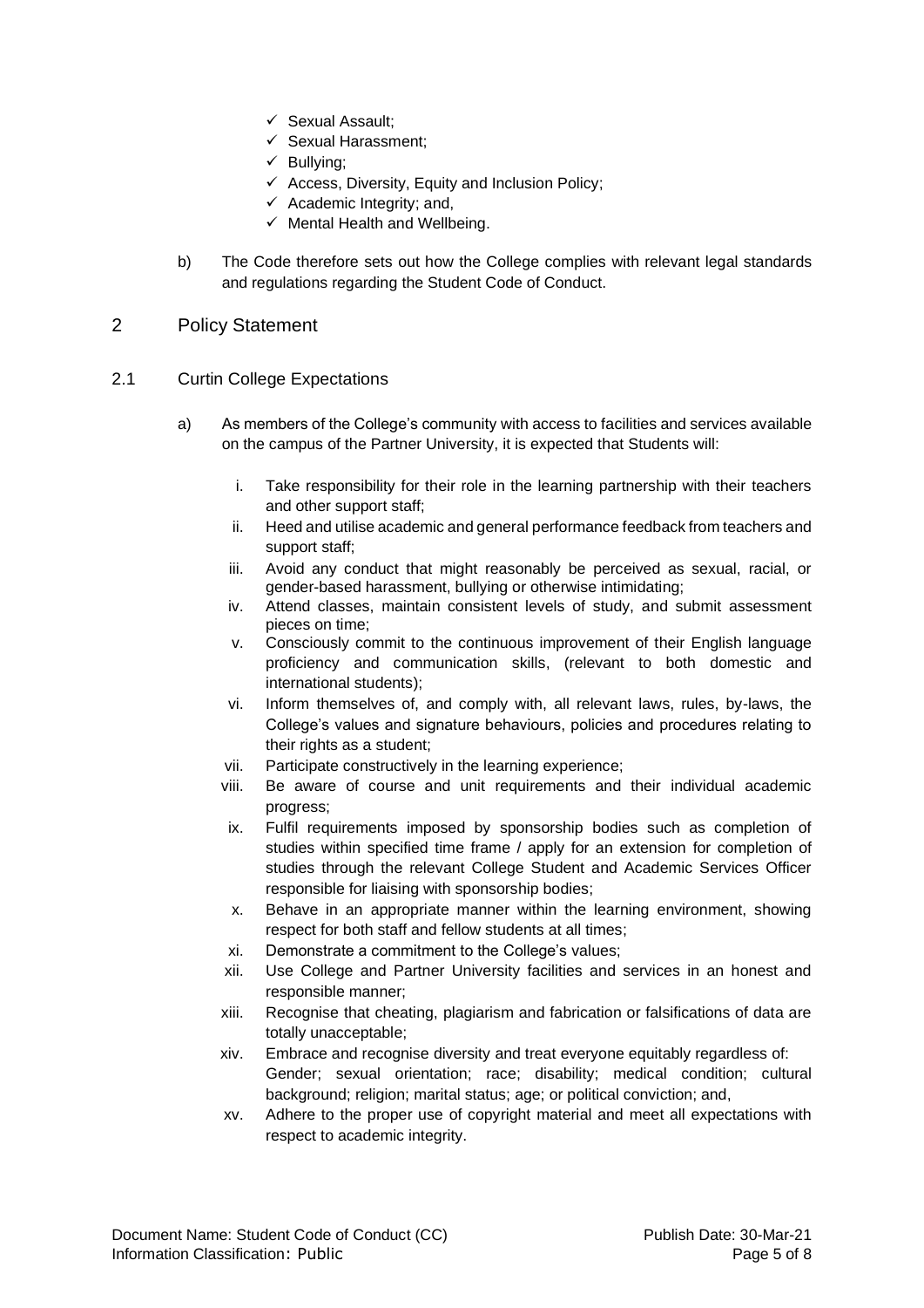- ✓ Sexual Assault;
- ✓ Sexual Harassment;
- ✓ Bullying;
- ✓ Access, Diversity, Equity and Inclusion Policy;
- ✓ Academic Integrity; and,
- ✓ Mental Health and Wellbeing.

b) The Code therefore sets out how the College complies with relevant legal standards and regulations regarding the Student Code of Conduct.

## 2 Policy Statement

### 2.1 Curtin College Expectations

a) As members of the College's community with access to facilities and services available on the campus of the Partner University, it is expected that Students will:

i. Take responsibility for their role in the learning partnership with their teachers and other support staff;

ii. Heed and utilise academic and general performance feedback from teachers and support staff;

iii. Avoid any conduct that might reasonably be perceived as sexual, racial, or gender-based harassment, bullying or otherwise intimidating;

iv. Attend classes, maintain consistent levels of study, and submit assessment pieces on time;

v. Consciously commit to the continuous improvement of their English language proficiency and communication skills, (relevant to both domestic and international students);

vi. Inform themselves of, and comply with, all relevant laws, rules, by-laws, the College's values and signature behaviours, policies and procedures relating to their rights as a student;

vii. Participate constructively in the learning experience;

viii. Be aware of course and unit requirements and their individual academic progress;

ix. Fulfil requirements imposed by sponsorship bodies such as completion of studies within specified time frame / apply for an extension for completion of studies through the relevant College Student and Academic Services Officer responsible for liaising with sponsorship bodies;

x. Behave in an appropriate manner within the learning environment, showing respect for both staff and fellow students at all times;

xi. Demonstrate a commitment to the College's values;

xii. Use College and Partner University facilities and services in an honest and responsible manner;

xiii. Recognise that cheating, plagiarism and fabrication or falsifications of data are totally unacceptable;

xiv. Embrace and recognise diversity and treat everyone equitably regardless of: Gender; sexual orientation; race; disability; medical condition; cultural background; religion; marital status; age; or political conviction; and,

xv. Adhere to the proper use of copyright material and meet all expectations with respect to academic integrity.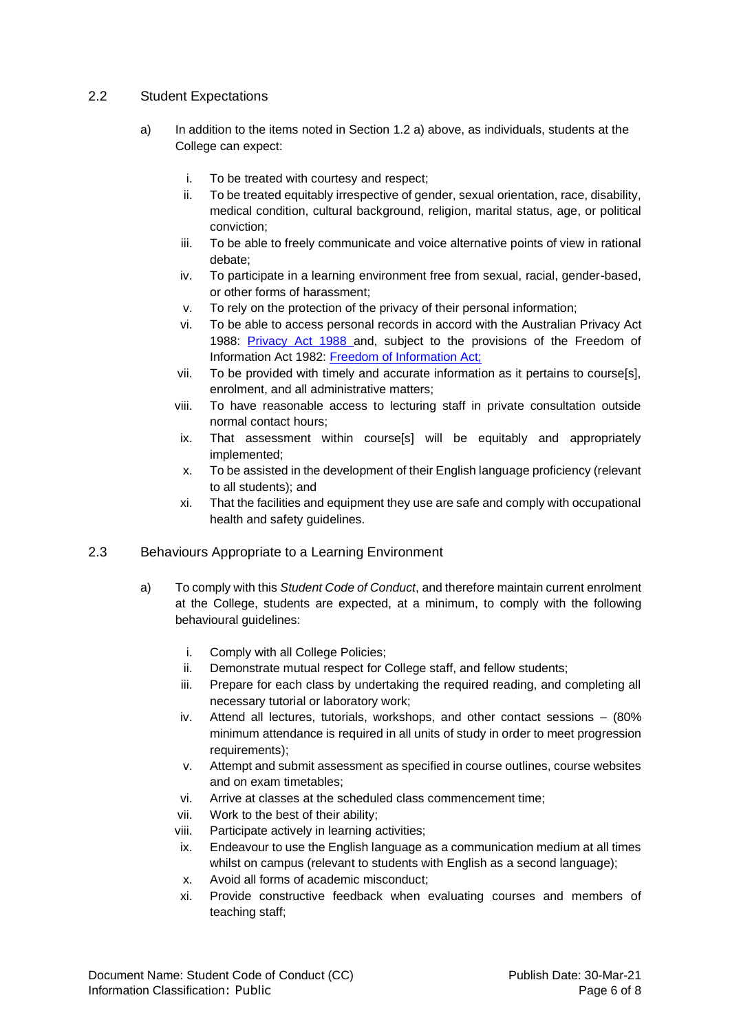## 2.2 Student Expectations

a) In addition to the items noted in Section 1.2 a) above, as individuals, students at the College can expect:

   i. To be treated with courtesy and respect;
   ii. To be treated equitably irrespective of gender, sexual orientation, race, disability, medical condition, cultural background, religion, marital status, age, or political conviction;
   iii. To be able to freely communicate and voice alternative points of view in rational debate;
   iv. To participate in a learning environment free from sexual, racial, gender-based, or other forms of harassment;
   v. To rely on the protection of the privacy of their personal information;
   vi. To be able to access personal records in accord with the Australian Privacy Act 1988: Privacy Act 1988 and, subject to the provisions of the Freedom of Information Act 1982: Freedom of Information Act;
   vii. To be provided with timely and accurate information as it pertains to course[s], enrolment, and all administrative matters;
   viii. To have reasonable access to lecturing staff in private consultation outside normal contact hours;
   ix. That assessment within course[s] will be equitably and appropriately implemented;
   x. To be assisted in the development of their English language proficiency (relevant to all students); and
   xi. That the facilities and equipment they use are safe and comply with occupational health and safety guidelines.

## 2.3 Behaviours Appropriate to a Learning Environment

a) To comply with this *Student Code of Conduct*, and therefore maintain current enrolment at the College, students are expected, at a minimum, to comply with the following behavioural guidelines:

   i. Comply with all College Policies;
   ii. Demonstrate mutual respect for College staff, and fellow students;
   iii. Prepare for each class by undertaking the required reading, and completing all necessary tutorial or laboratory work;
   iv. Attend all lectures, tutorials, workshops, and other contact sessions – (80% minimum attendance is required in all units of study in order to meet progression requirements);
   v. Attempt and submit assessment as specified in course outlines, course websites and on exam timetables;
   vi. Arrive at classes at the scheduled class commencement time;
   vii. Work to the best of their ability;
   viii. Participate actively in learning activities;
   ix. Endeavour to use the English language as a communication medium at all times whilst on campus (relevant to students with English as a second language);
   x. Avoid all forms of academic misconduct;
   xi. Provide constructive feedback when evaluating courses and members of teaching staff;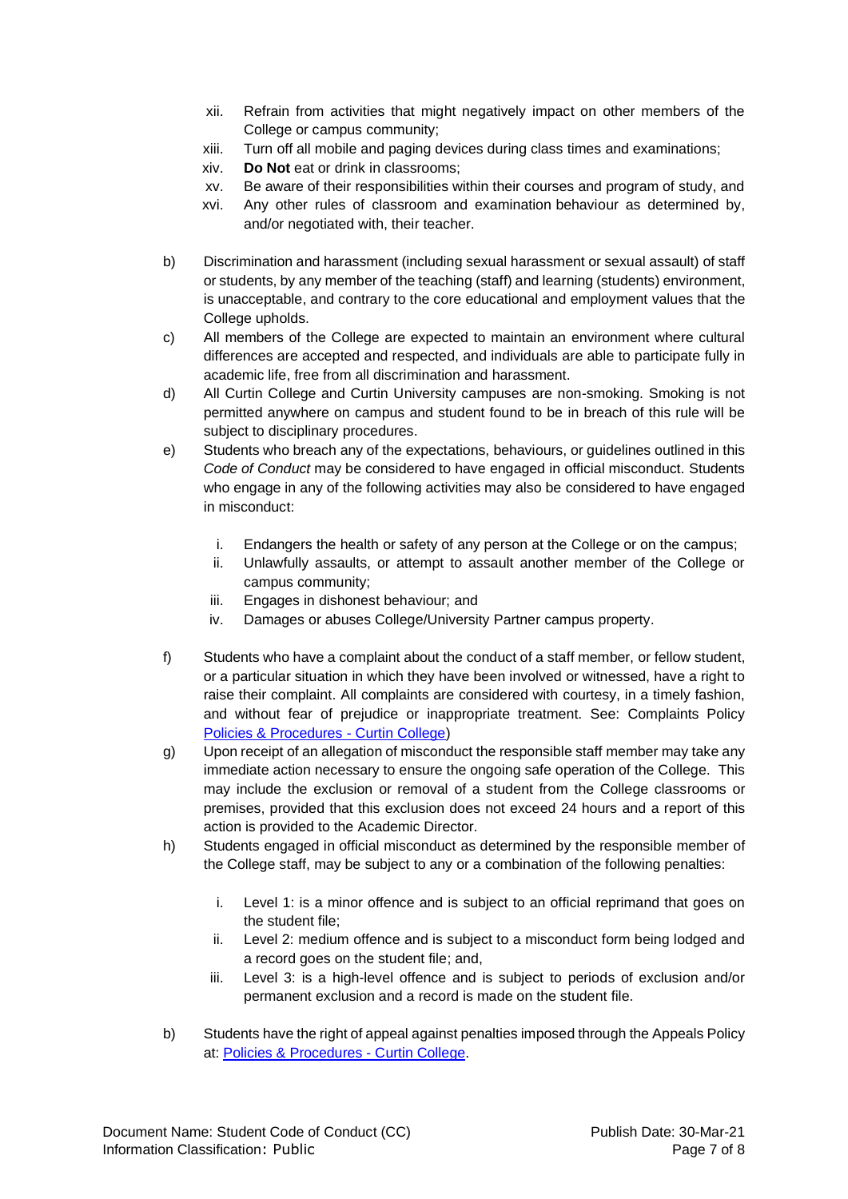xii. Refrain from activities that might negatively impact on other members of the College or campus community;
xiii. Turn off all mobile and paging devices during class times and examinations;
xiv. **Do Not** eat or drink in classrooms;
xv. Be aware of their responsibilities within their courses and program of study, and
xvi. Any other rules of classroom and examination behaviour as determined by, and/or negotiated with, their teacher.

b) Discrimination and harassment (including sexual harassment or sexual assault) of staff or students, by any member of the teaching (staff) and learning (students) environment, is unacceptable, and contrary to the core educational and employment values that the College upholds.

c) All members of the College are expected to maintain an environment where cultural differences are accepted and respected, and individuals are able to participate fully in academic life, free from all discrimination and harassment.

d) All Curtin College and Curtin University campuses are non-smoking. Smoking is not permitted anywhere on campus and student found to be in breach of this rule will be subject to disciplinary procedures.

e) Students who breach any of the expectations, behaviours, or guidelines outlined in this *Code of Conduct* may be considered to have engaged in official misconduct. Students who engage in any of the following activities may also be considered to have engaged in misconduct:

   i. Endangers the health or safety of any person at the College or on the campus;
   ii. Unlawfully assaults, or attempt to assault another member of the College or campus community;
   iii. Engages in dishonest behaviour; and
   iv. Damages or abuses College/University Partner campus property.

f) Students who have a complaint about the conduct of a staff member, or fellow student, or a particular situation in which they have been involved or witnessed, have a right to raise their complaint. All complaints are considered with courtesy, in a timely fashion, and without fear of prejudice or inappropriate treatment. See: Complaints Policy Policies & Procedures - Curtin College)

g) Upon receipt of an allegation of misconduct the responsible staff member may take any immediate action necessary to ensure the ongoing safe operation of the College. This may include the exclusion or removal of a student from the College classrooms or premises, provided that this exclusion does not exceed 24 hours and a report of this action is provided to the Academic Director.

h) Students engaged in official misconduct as determined by the responsible member of the College staff, may be subject to any or a combination of the following penalties:

   i. Level 1: is a minor offence and is subject to an official reprimand that goes on the student file;
   ii. Level 2: medium offence and is subject to a misconduct form being lodged and a record goes on the student file; and,
   iii. Level 3: is a high-level offence and is subject to periods of exclusion and/or permanent exclusion and a record is made on the student file.

b) Students have the right of appeal against penalties imposed through the Appeals Policy at: Policies & Procedures - Curtin College.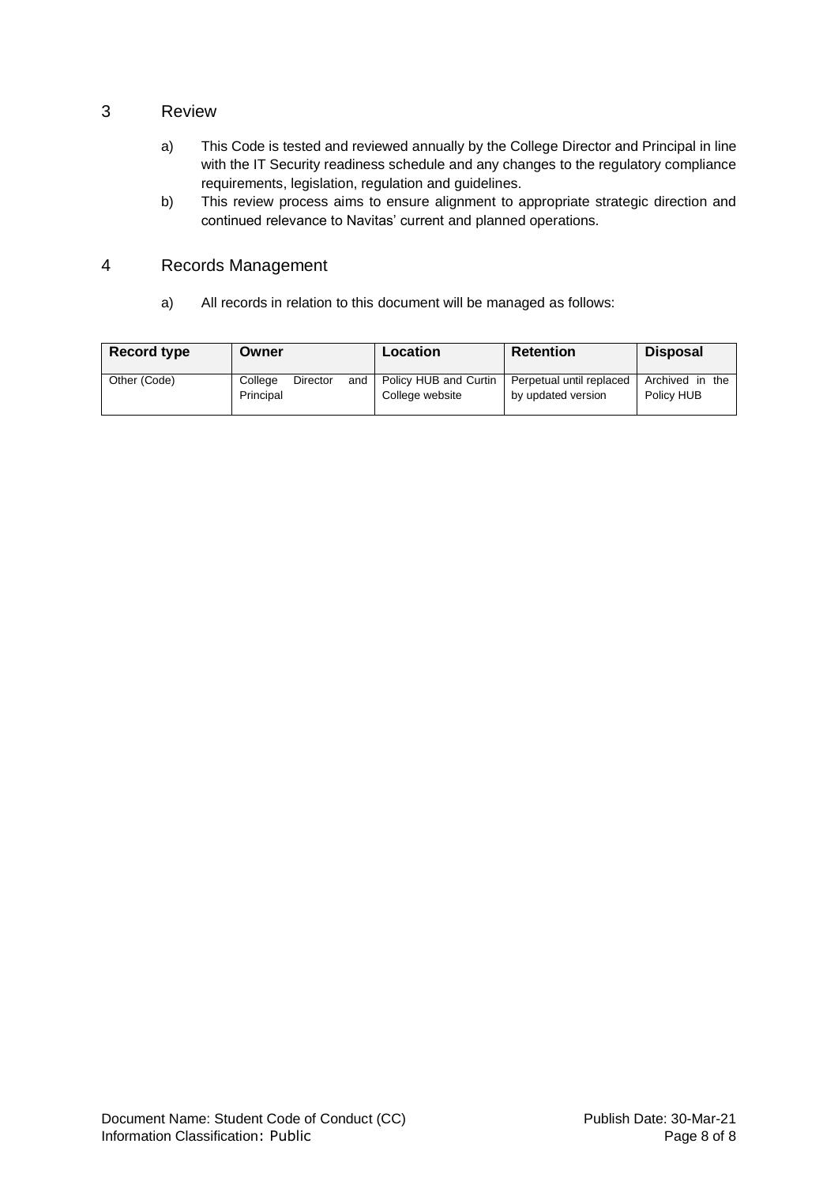## 3 Review

a) This Code is tested and reviewed annually by the College Director and Principal in line with the IT Security readiness schedule and any changes to the regulatory compliance requirements, legislation, regulation and guidelines.

b) This review process aims to ensure alignment to appropriate strategic direction and continued relevance to Navitas' current and planned operations.

## 4 Records Management

a) All records in relation to this document will be managed as follows:

| Record type | Owner | Location | Retention | Disposal |
|---|---|---|---|---|
| Other (Code) | College Director and Principal | Policy HUB and Curtin College website | Perpetual until replaced by updated version | Archived in the Policy HUB |